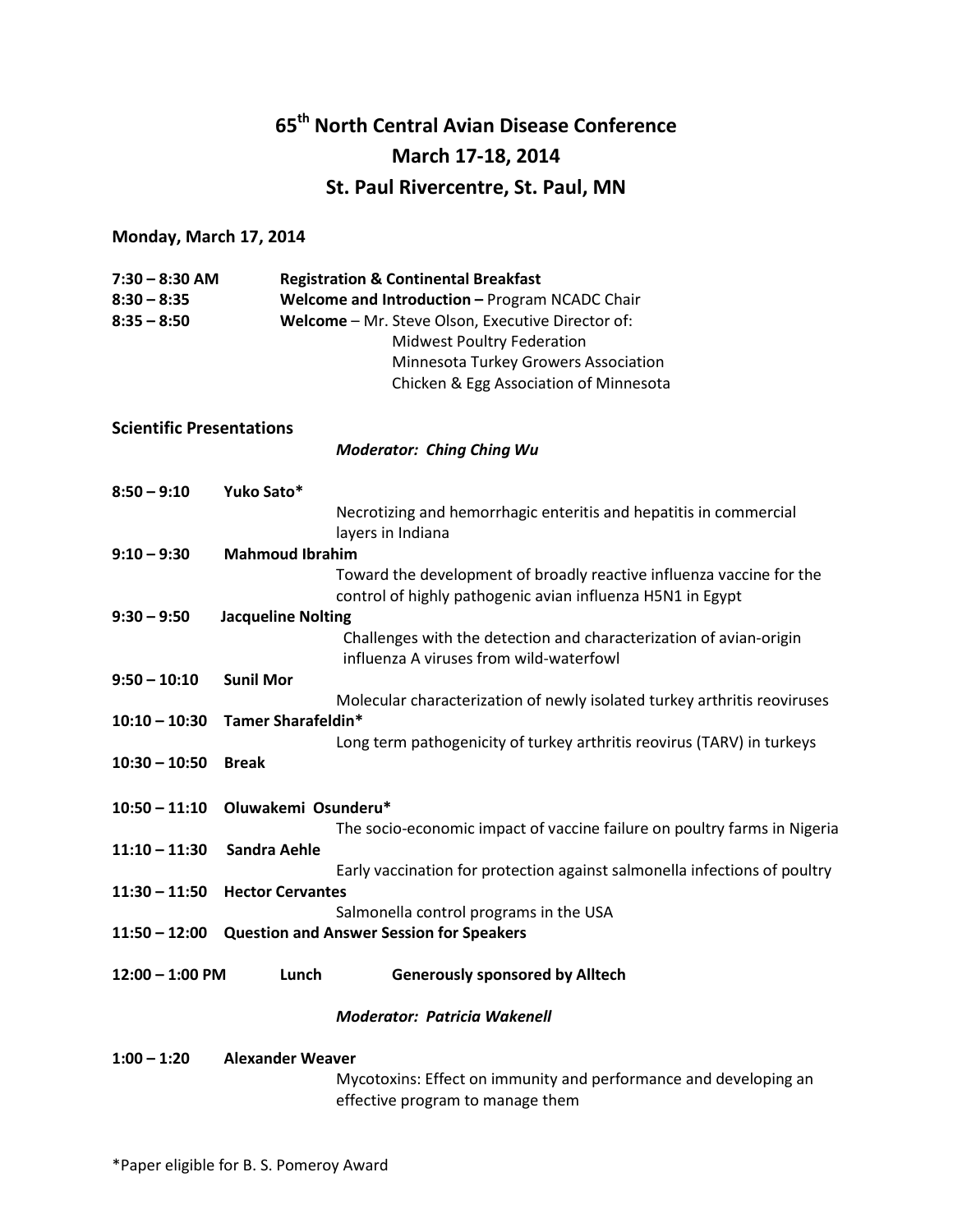# 65th North Central Avian Disease Conference

## March 17-18, 2014

## St. Paul Rivercentre, St. Paul, MN

**Monday, March 17, 2014**

**7:30 – 8:30 AM** **Registration & Continental Breakfast**

**8:30 – 8:35** **Welcome and Introduction –** Program NCADC Chair

**8:35 – 8:50** **Welcome** – Mr. Steve Olson, Executive Director of:
Midwest Poultry Federation
Minnesota Turkey Growers Association
Chicken & Egg Association of Minnesota

**Scientific Presentations**

***Moderator: Ching Ching Wu***

**8:50 – 9:10** **Yuko Sato***
Necrotizing and hemorrhagic enteritis and hepatitis in commercial layers in Indiana

**9:10 – 9:30** **Mahmoud Ibrahim**
Toward the development of broadly reactive influenza vaccine for the control of highly pathogenic avian influenza H5N1 in Egypt

**9:30 – 9:50** **Jacqueline Nolting**
Challenges with the detection and characterization of avian-origin influenza A viruses from wild-waterfowl

**9:50 – 10:10** **Sunil Mor**
Molecular characterization of newly isolated turkey arthritis reoviruses

**10:10 – 10:30** **Tamer Sharafeldin***
Long term pathogenicity of turkey arthritis reovirus (TARV) in turkeys

**10:30 – 10:50** **Break**

**10:50 – 11:10** **Oluwakemi Osunderu***
The socio-economic impact of vaccine failure on poultry farms in Nigeria

**11:10 – 11:30** **Sandra Aehle**
Early vaccination for protection against salmonella infections of poultry

**11:30 – 11:50** **Hector Cervantes**
Salmonella control programs in the USA

**11:50 – 12:00** **Question and Answer Session for Speakers**

**12:00 – 1:00 PM** **Lunch** **Generously sponsored by Alltech**

***Moderator: Patricia Wakenell***

**1:00 – 1:20** **Alexander Weaver**
Mycotoxins: Effect on immunity and performance and developing an effective program to manage them

*Paper eligible for B. S. Pomeroy Award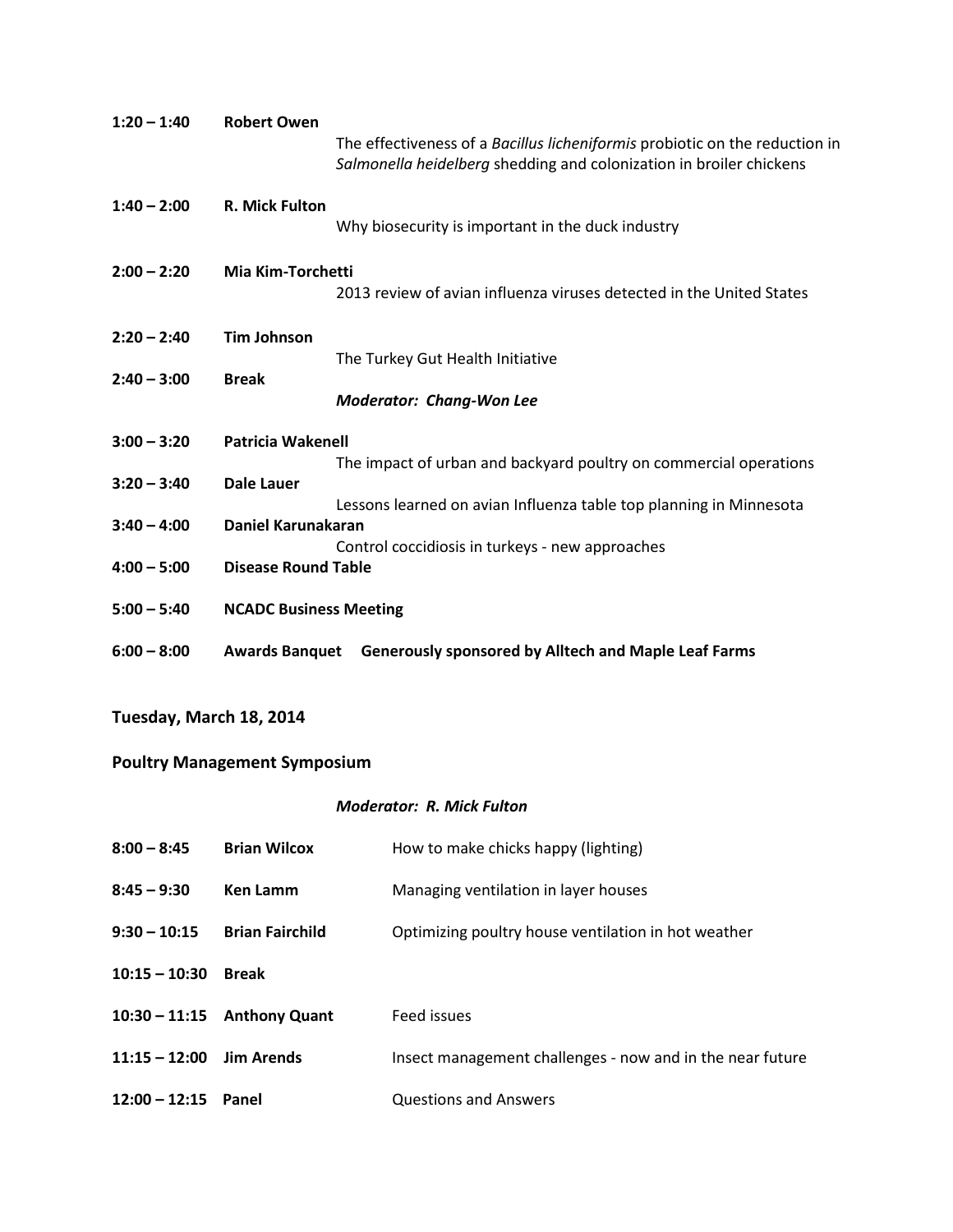**1:20 – 1:40** **Robert Owen**
The effectiveness of a *Bacillus licheniformis* probiotic on the reduction in *Salmonella heidelberg* shedding and colonization in broiler chickens

**1:40 – 2:00** **R. Mick Fulton**
Why biosecurity is important in the duck industry

**2:00 – 2:20** **Mia Kim-Torchetti**
2013 review of avian influenza viruses detected in the United States

**2:20 – 2:40** **Tim Johnson**
The Turkey Gut Health Initiative

**2:40 – 3:00** **Break**

***Moderator: Chang-Won Lee***

**3:00 – 3:20** **Patricia Wakenell**
The impact of urban and backyard poultry on commercial operations

**3:20 – 3:40** **Dale Lauer**
Lessons learned on avian Influenza table top planning in Minnesota

**3:40 – 4:00** **Daniel Karunakaran**
Control coccidiosis in turkeys - new approaches

**4:00 – 5:00** **Disease Round Table**

**5:00 – 5:40** **NCADC Business Meeting**

**6:00 – 8:00** **Awards Banquet** **Generously sponsored by Alltech and Maple Leaf Farms**

## Tuesday, March 18, 2014

## Poultry Management Symposium

***Moderator: R. Mick Fulton***

| Time | Speaker | Topic |
|---|---|---|
| **8:00 – 8:45** | **Brian Wilcox** | How to make chicks happy (lighting) |
| **8:45 – 9:30** | **Ken Lamm** | Managing ventilation in layer houses |
| **9:30 – 10:15** | **Brian Fairchild** | Optimizing poultry house ventilation in hot weather |
| **10:15 – 10:30** | **Break** | |
| **10:30 – 11:15** | **Anthony Quant** | Feed issues |
| **11:15 – 12:00** | **Jim Arends** | Insect management challenges - now and in the near future |
| **12:00 – 12:15** | **Panel** | Questions and Answers |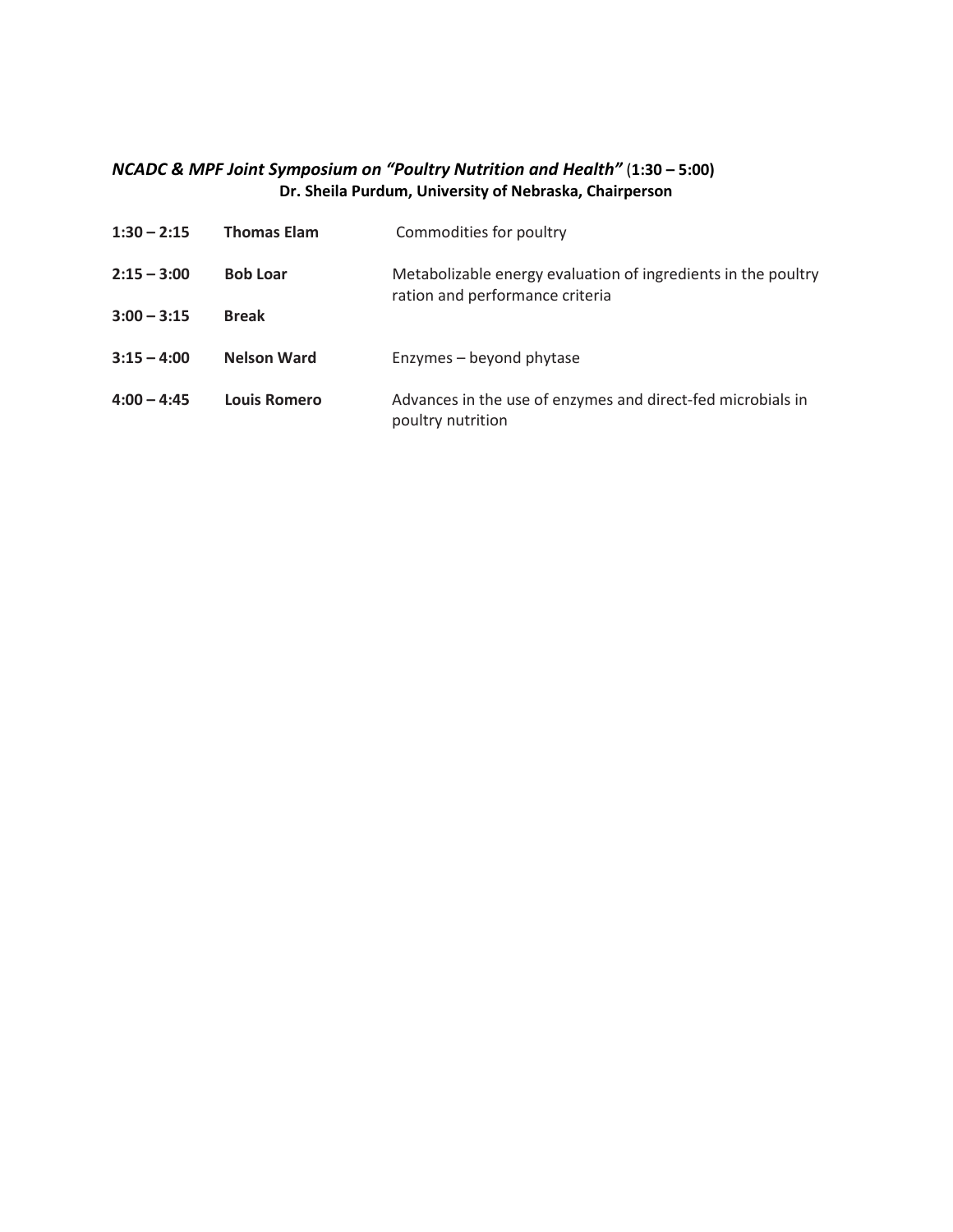***NCADC & MPF Joint Symposium on "Poultry Nutrition and Health"*** **(1:30 – 5:00)**

**Dr. Sheila Purdum, University of Nebraska, Chairperson**

| | | |
|---|---|---|
| **1:30 – 2:15** | **Thomas Elam** | Commodities for poultry |
| **2:15 – 3:00** | **Bob Loar** | Metabolizable energy evaluation of ingredients in the poultry ration and performance criteria |
| **3:00 – 3:15** | **Break** | |
| **3:15 – 4:00** | **Nelson Ward** | Enzymes – beyond phytase |
| **4:00 – 4:45** | **Louis Romero** | Advances in the use of enzymes and direct-fed microbials in poultry nutrition |